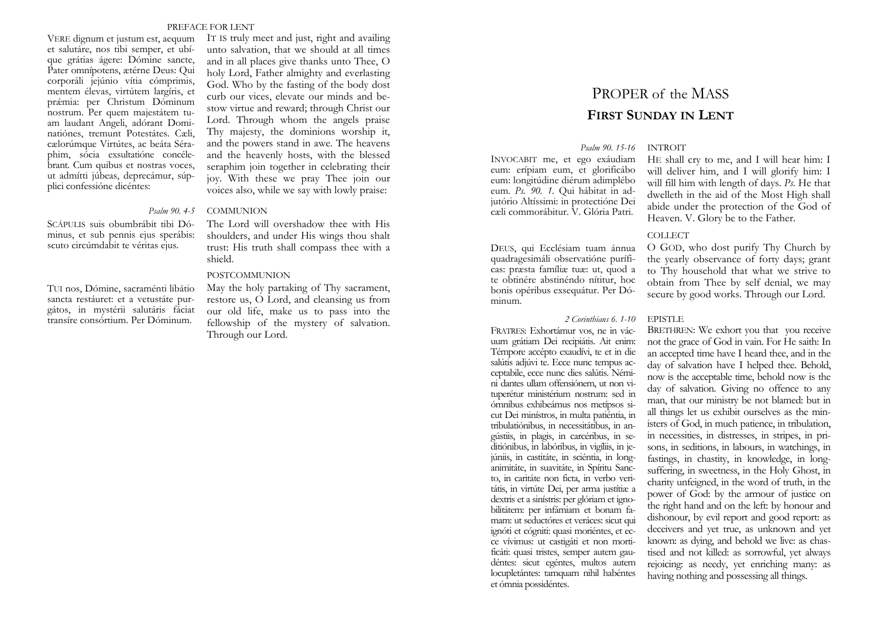## PREFACE FOR LENT

VERE dignum et justum est, aequum et salutáre, nos tibi semper, et ubíque grátias ágere: Dómine sancte, Pater omnípotens, ætérne Deus: Qui corporáli jejúnio vítia cómprimis, mentem élevas, virtútem largíris, et prǽmia: per Christum Dóminum nostrum. Per quem majestátem tuam laudant Angeli, adórant Dominatiónes, tremunt Potestátes. Cæli, cælorúmque Virtútes, ac beáta Séraphim, sócia exsultatióne concélebrant. Cum quibus et nostras voces, ut admítti júbeas, deprecámur, súpplici confessióne dicéntes:

IT IS truly meet and just, right and availing unto salvation, that we should at all times and in all places give thanks unto Thee, O holy Lord, Father almighty and everlasting God. Who by the fasting of the body dost curb our vices, elevate our minds and bestow virtue and reward; through Christ our Lord. Through whom the angels praise Thy majesty, the dominions worship it, and the powers stand in awe. The heavens and the heavenly hosts, with the blessed seraphim join together in celebrating their joy. With these we pray Thee join our voices also, while we say with lowly praise:

### COMMUNION

*Psalm 90. 4-5*

SCÁPULIS suis obumbrábit tibi Dóminus, et sub pennis ejus sperábis: scuto circúmdabit te véritas ejus.

The Lord will overshadow thee with His shoulders, and under His wings thou shalt trust: His truth shall compass thee with a shield.

### POSTCOMMUNION

TUI nos, Dómine, sacraménti libátio sancta restáuret: et a vetustáte purgátos, in mystérii salutáris fáciat transíre consórtium. Per Dóminum.

May the holy partaking of Thy sacrament, restore us, O Lord, and cleansing us from our old life, make us to pass into the fellowship of the mystery of salvation. Through our Lord.

# PROPER of the MASS
## FIRST SUNDAY IN LENT

### INTROIT

*Psalm 90. 15-16*

INVOCABIT me, et ego exáudiam eum: erípiam eum, et glorificábo eum: longitúdine diérum adimplébo eum. *Ps. 90. 1.* Qui hábitat in adjutório Altíssimi: in protectióne Dei cæli commorábitur. V. Glória Patri.

HE shall cry to me, and I will hear him: I will deliver him, and I will glorify him: I will fill him with length of days. *Ps.* He that dwelleth in the aid of the Most High shall abide under the protection of the God of Heaven. V. Glory be to the Father.

### COLLECT

DEUS, qui Ecclésiam tuam ánnua quadragesimáli observatióne purífícas: præsta famíliæ tuæ: ut, quod a te obtinére abstinéndo nítitur, hoc bonis opéribus exsequátur. Per Dóminum.

O GOD, who dost purify Thy Church by the yearly observance of forty days; grant to Thy household that what we strive to obtain from Thee by self denial, we may secure by good works. Through our Lord.

### EPISTLE

*2 Corinthians 6. 1-10*

FRATRES: Exhortámur vos, ne in vácuum grátiam Dei recipiátis. Ait enim: Témpore accépto exaudívi, te et in die salútis adjúvi te. Ecce nunc tempus acceptabile, ecce nunc dies salútis. Némini dantes ullam offensiónem, ut non vituperétur ministérium nostrum: sed in ómnibus exhibeámus nos metípsos sicut Dei minístros, in multa patiéntia, in tribulatiónibus, in necessitátibus, in angústiis, in plagis, in carcéribus, in seditiónibus, in labóribus, in vigíliis, in jejúniis, in castitáte, in sciéntia, in longanimitáte, in suavitáte, in Spíritu Sancto, in caritáte non ficta, in verbo veritátis, in virtúte Dei, per arma justítiæ a dextris et a sinístris: per glóriam et ignobilitátem: per infámiam et bonam famam: ut seductóres et veráces: sicut qui ignóti et cógniti: quasi moriéntes, et ecce vívimus: ut castigáti et non mortificáti: quasi tristes, semper autem gaudéntes: sicut egéntes, multos autem locupletántes: tamquam nihil habéntes et ómnia possidéntes.

BRETHREN: We exhort you that you receive not the grace of God in vain. For He saith: In an accepted time have I heard thee, and in the day of salvation have I helped thee. Behold, now is the acceptable time, behold now is the day of salvation. Giving no offence to any man, that our ministry be not blamed: but in all things let us exhibit ourselves as the ministers of God, in much patience, in tribulation, in necessities, in distresses, in stripes, in prisons, in seditions, in labours, in watchings, in fastings, in chastity, in knowledge, in longsuffering, in sweetness, in the Holy Ghost, in charity unfeigned, in the word of truth, in the power of God: by the armour of justice on the right hand and on the left: by honour and dishonour, by evil report and good report: as deceivers and yet true, as unknown and yet known: as dying, and behold we live: as chastised and not killed: as sorrowful, yet always rejoicing: as needy, yet enriching many: as having nothing and possessing all things.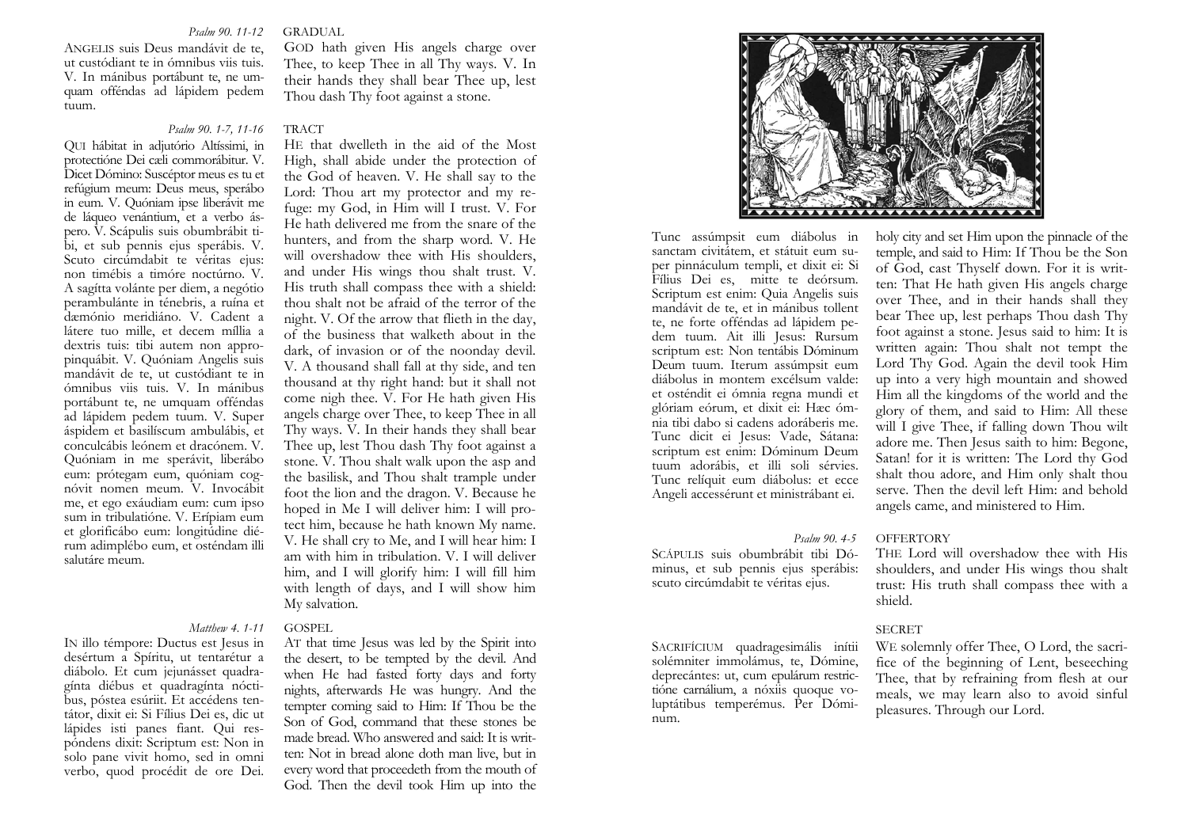*Psalm 90. 11-12*

ANGELIS suis Deus mandávit de te, ut custódiant te in ómnibus viis tuis. V. In mánibus portábunt te, ne umquam offéndas ad lápidem pedem tuum.

GRADUAL

GOD hath given His angels charge over Thee, to keep Thee in all Thy ways. V. In their hands they shall bear Thee up, lest Thou dash Thy foot against a stone.

*Psalm 90. 1-7, 11-16*

QUI hábitat in adjutório Altíssimi, in protectióne Dei cæli commorábitur. V. Dicet Dómino: Suscéptor meus es tu et refúgium meum: Deus meus, sperábo in eum. V. Quóniam ipse liberávit me de láqueo venántium, et a verbo áspero. V. Scápulis suis obumbrábit tibi, et sub pennis ejus sperábis. V. Scuto circúmdabit te véritas ejus: non timébis a timóre noctúrno. V. A sagítta volánte per diem, a negótio perambulánte in ténebris, a ruína et dæmónio meridiáno. V. Cadent a látere tuo mille, et decem míllia a dextris tuis: tibi autem non appropinquábit. V. Quóniam Angelis suis mandávit de te, ut custódiant te in ómnibus viis tuis. V. In mánibus portábunt te, ne umquam offéndas ad lápidem pedem tuum. V. Super áspidem et basilíscum ambulábis, et conculcábis leónem et dracónem. V. Quóniam in me sperávit, liberábo eum: prótegam eum, quóniam cognóvit nomen meum. V. Invocábit me, et ego exáudiam eum: cum ipso sum in tribulatióne. V. Erípiam eum et glorificábo eum: longitúdine diérum adimplébo eum, et osténdam illi salutáre meum.

TRACT

HE that dwelleth in the aid of the Most High, shall abide under the protection of the God of heaven. V. He shall say to the Lord: Thou art my protector and my refuge: my God, in Him will I trust. V. For He hath delivered me from the snare of the hunters, and from the sharp word. V. He will overshadow thee with His shoulders, and under His wings thou shalt trust. V. His truth shall compass thee with a shield: thou shalt not be afraid of the terror of the night. V. Of the arrow that flieth in the day, of the business that walketh about in the dark, of invasion or of the noonday devil. V. A thousand shall fall at thy side, and ten thousand at thy right hand: but it shall not come nigh thee. V. For He hath given His angels charge over Thee, to keep Thee in all Thy ways. V. In their hands they shall bear Thee up, lest Thou dash Thy foot against a stone. V. Thou shalt walk upon the asp and the basilisk, and Thou shalt trample under foot the lion and the dragon. V. Because he hoped in Me I will deliver him: I will protect him, because he hath known My name. V. He shall cry to Me, and I will hear him: I am with him in tribulation. V. I will deliver him, and I will glorify him: I will fill him with length of days, and I will show him My salvation.

*Matthew 4. 1-11*

IN illo témpore: Ductus est Jesus in desértum a Spíritu, ut tentarétur a diábolo. Et cum jejunásset quadragínta diébus et quadragínta nóctibus, póstea esúriit. Et accédens tentátor, dixit ei: Si Fílius Dei es, dic ut lápides isti panes fiant. Qui respóndens dixit: Scriptum est: Non in solo pane vivit homo, sed in omni verbo, quod procédit de ore Dei. Tunc assúmpsit eum diábolus in sanctam civitátem, et státuit eum super pinnáculum templi, et dixit ei: Si Fílius Dei es, mitte te deórsum. Scriptum est enim: Quia Angelis suis mandávit de te, et in mánibus tollent te, ne forte offéndas ad lápidem pedem tuum. Ait illi Jesus: Rursum scriptum est: Non tentábis Dóminum Deum tuum. Iterum assúmpsit eum diábolus in montem excélsum valde: et osténdit ei ómnia regna mundi et glóriam eórum, et dixit ei: Hæc ómnia tibi dabo si cadens adoráberis me. Tunc dicit ei Jesus: Vade, Sátana: scriptum est enim: Dóminum Deum tuum adorábis, et illi soli sérvies. Tunc relíquit eum diábolus: et ecce Angeli accessérunt et ministrábant ei.

GOSPEL

AT that time Jesus was led by the Spirit into the desert, to be tempted by the devil. And when He had fasted forty days and forty nights, afterwards He was hungry. And the tempter coming said to Him: If Thou be the Son of God, command that these stones be made bread. Who answered and said: It is written: Not in bread alone doth man live, but in every word that proceedeth from the mouth of God. Then the devil took Him up into the holy city and set Him upon the pinnacle of the temple, and said to Him: If Thou be the Son of God, cast Thyself down. For it is written: That He hath given His angels charge over Thee, and in their hands shall they bear Thee up, lest perhaps Thou dash Thy foot against a stone. Jesus said to him: It is written again: Thou shalt not tempt the Lord Thy God. Again the devil took Him up into a very high mountain and showed Him all the kingdoms of the world and the glory of them, and said to Him: All these will I give Thee, if falling down Thou wilt adore me. Then Jesus saith to him: Begone, Satan! for it is written: The Lord thy God shalt thou adore, and Him only shalt thou serve. Then the devil left Him: and behold angels came, and ministered to Him.

*Psalm 90. 4-5*

SCÁPULIS suis obumbrábit tibi Dóminus, et sub pennis ejus sperábis: scuto circúmdabit te véritas ejus.

OFFERTORY

THE Lord will overshadow thee with His shoulders, and under His wings thou shalt trust: His truth shall compass thee with a shield.

SACRIFÍCIUM quadragesimális inítii solémniter immolámus, te, Dómine, deprecántes: ut, cum epulárum restrictióne carnálium, a nóxiis quoque voluptátibus temperémus. Per Dóminum.

SECRET

WE solemnly offer Thee, O Lord, the sacrifice of the beginning of Lent, beseeching Thee, that by refraining from flesh at our meals, we may learn also to avoid sinful pleasures. Through our Lord.